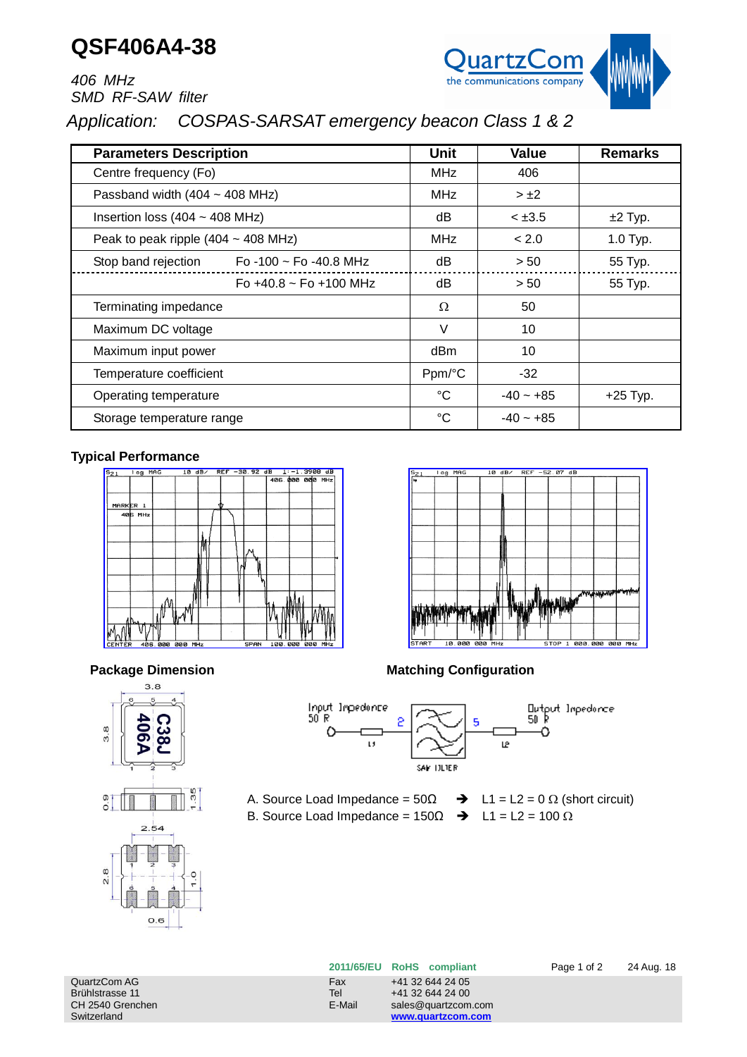# QSF406A4-38

*406 MHz*
*SMD RF-SAW filter*

*Application: COSPAS-SARSAT emergency beacon Class 1 & 2*

| Parameters Description | | Unit | Value | Remarks |
|---|---|---|---|---|
| Centre frequency (Fo) | | MHz | 406 | |
| Passband width (404 ~ 408 MHz) | | MHz | > ±2 | |
| Insertion loss (404 ~ 408 MHz) | | dB | < ±3.5 | ±2 Typ. |
| Peak to peak ripple (404 ~ 408 MHz) | | MHz | < 2.0 | 1.0 Typ. |
| Stop band rejection | Fo -100 ~ Fo -40.8 MHz | dB | > 50 | 55 Typ. |
| | Fo +40.8 ~ Fo +100 MHz | dB | > 50 | 55 Typ. |
| Terminating impedance | | Ω | 50 | |
| Maximum DC voltage | | V | 10 | |
| Maximum input power | | dBm | 10 | |
| Temperature coefficient | | Ppm/°C | -32 | |
| Operating temperature | | °C | -40 ~ +85 | +25 Typ. |
| Storage temperature range | | °C | -40 ~ +85 | |

**Typical Performance**

**Package Dimension**

**Matching Configuration**

A. Source Load Impedance = 50Ω ➔ L1 = L2 = 0 Ω (short circuit)
B. Source Load Impedance = 150Ω ➔ L1 = L2 = 100 Ω

2011/65/EU RoHS compliant

24 Aug. 18

QuartzCom AG
Brühlstrasse 11
CH 2540 Grenchen
Switzerland

Fax +41 32 644 24 05
Tel +41 32 644 24 00
E-Mail sales@quartzcom.com
www.quartzcom.com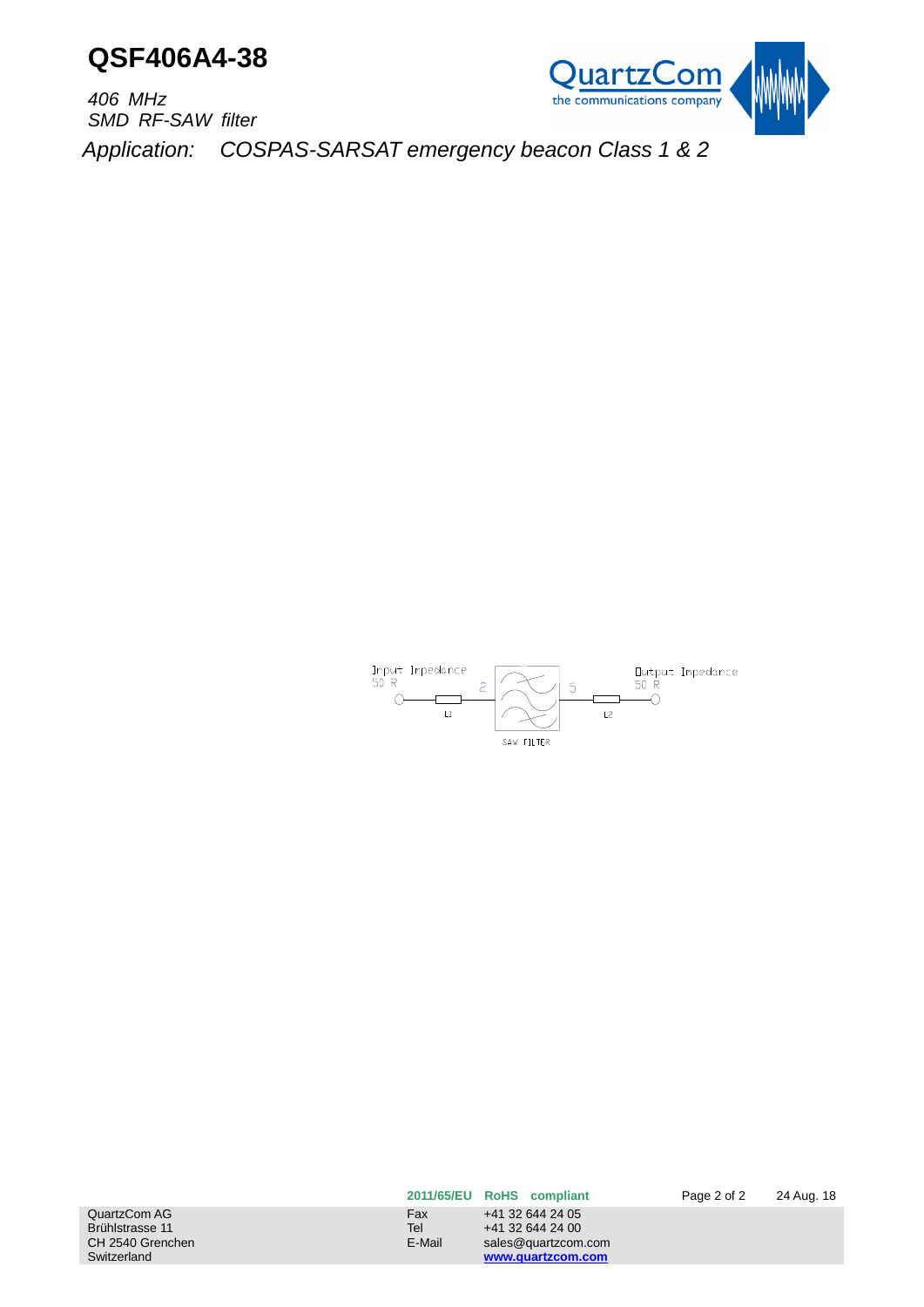# QSF406A4-38

*406 MHz*
*SMD RF-SAW filter*

*Application: COSPAS-SARSAT emergency beacon Class 1 & 2*

Input Impedance
50 R
2
L1
SAW FILTER
5
L2
Output Impedance
50 R

**2011/65/EU RoHS compliant**

QuartzCom AG
Brühlstrasse 11
CH 2540 Grenchen
Switzerland

Fax +41 32 644 24 05
Tel +41 32 644 24 00
E-Mail sales@quartzcom.com
**www.quartzcom.com**

24 Aug. 18